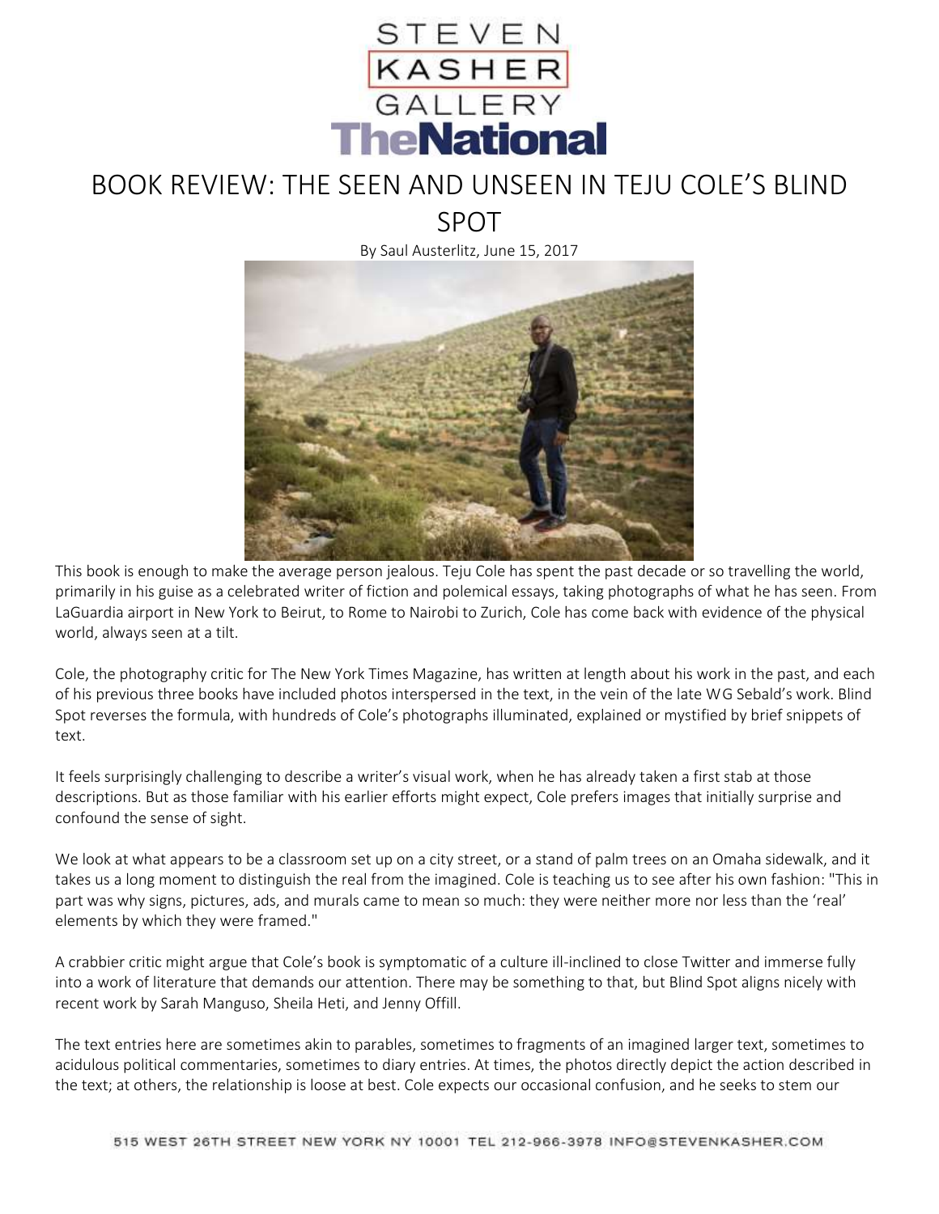STEVEN KASHER GALLERY

TheNational

# BOOK REVIEW: THE SEEN AND UNSEEN IN TEJU COLE'S BLIND SPOT

By Saul Austerlitz, June 15, 2017

This book is enough to make the average person jealous. Teju Cole has spent the past decade or so travelling the world, primarily in his guise as a celebrated writer of fiction and polemical essays, taking photographs of what he has seen. From LaGuardia airport in New York to Beirut, to Rome to Nairobi to Zurich, Cole has come back with evidence of the physical world, always seen at a tilt.

Cole, the photography critic for The New York Times Magazine, has written at length about his work in the past, and each of his previous three books have included photos interspersed in the text, in the vein of the late WG Sebald's work. Blind Spot reverses the formula, with hundreds of Cole's photographs illuminated, explained or mystified by brief snippets of text.

It feels surprisingly challenging to describe a writer's visual work, when he has already taken a first stab at those descriptions. But as those familiar with his earlier efforts might expect, Cole prefers images that initially surprise and confound the sense of sight.

We look at what appears to be a classroom set up on a city street, or a stand of palm trees on an Omaha sidewalk, and it takes us a long moment to distinguish the real from the imagined. Cole is teaching us to see after his own fashion: "This in part was why signs, pictures, ads, and murals came to mean so much: they were neither more nor less than the 'real' elements by which they were framed."

A crabbier critic might argue that Cole's book is symptomatic of a culture ill-inclined to close Twitter and immerse fully into a work of literature that demands our attention. There may be something to that, but Blind Spot aligns nicely with recent work by Sarah Manguso, Sheila Heti, and Jenny Offill.

The text entries here are sometimes akin to parables, sometimes to fragments of an imagined larger text, sometimes to acidulous political commentaries, sometimes to diary entries. At times, the photos directly depict the action described in the text; at others, the relationship is loose at best. Cole expects our occasional confusion, and he seeks to stem our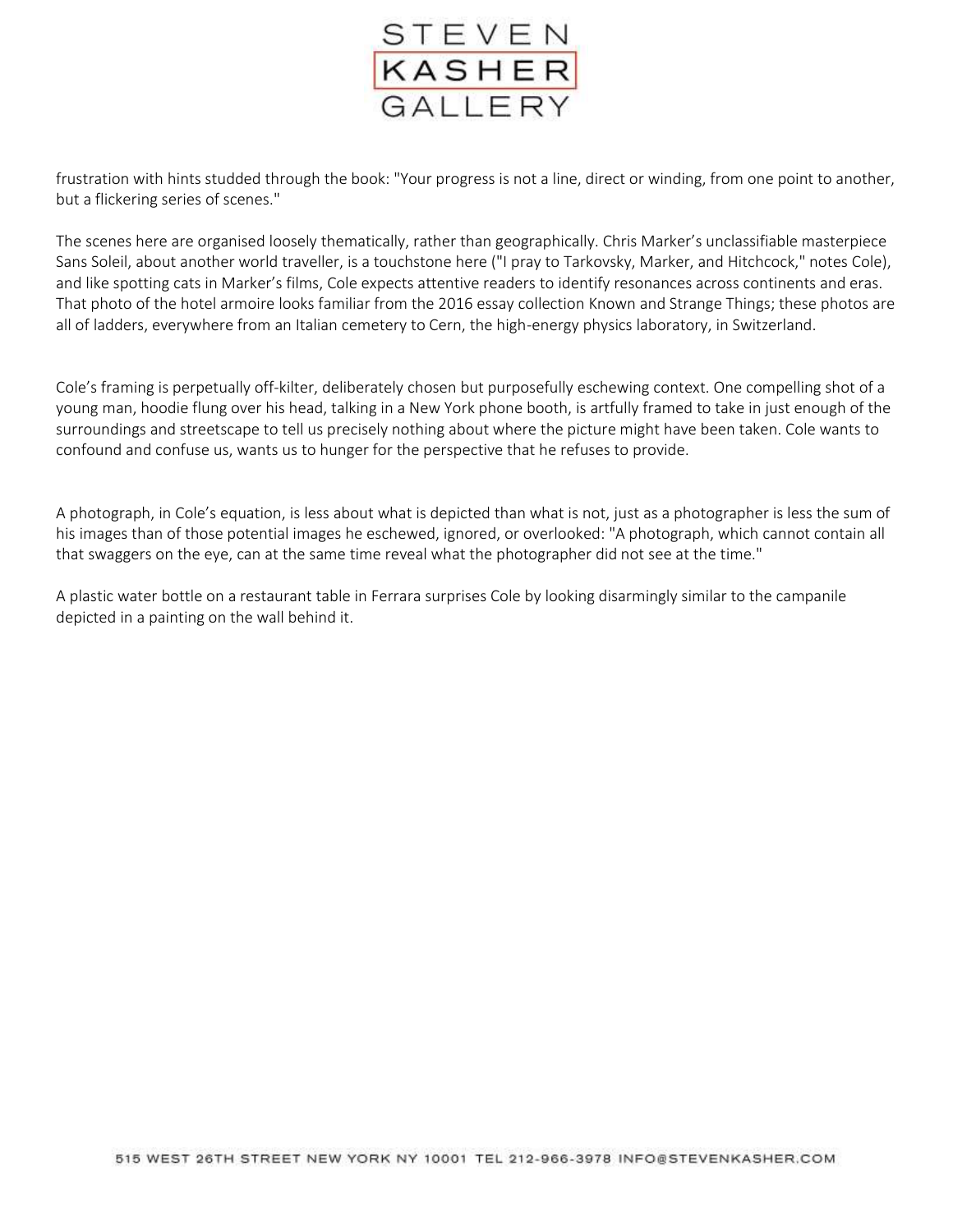frustration with hints studded through the book: "Your progress is not a line, direct or winding, from one point to another, but a flickering series of scenes."

The scenes here are organised loosely thematically, rather than geographically. Chris Marker's unclassifiable masterpiece Sans Soleil, about another world traveller, is a touchstone here ("I pray to Tarkovsky, Marker, and Hitchcock," notes Cole), and like spotting cats in Marker's films, Cole expects attentive readers to identify resonances across continents and eras. That photo of the hotel armoire looks familiar from the 2016 essay collection Known and Strange Things; these photos are all of ladders, everywhere from an Italian cemetery to Cern, the high-energy physics laboratory, in Switzerland.

Cole's framing is perpetually off-kilter, deliberately chosen but purposefully eschewing context. One compelling shot of a young man, hoodie flung over his head, talking in a New York phone booth, is artfully framed to take in just enough of the surroundings and streetscape to tell us precisely nothing about where the picture might have been taken. Cole wants to confound and confuse us, wants us to hunger for the perspective that he refuses to provide.

A photograph, in Cole's equation, is less about what is depicted than what is not, just as a photographer is less the sum of his images than of those potential images he eschewed, ignored, or overlooked: "A photograph, which cannot contain all that swaggers on the eye, can at the same time reveal what the photographer did not see at the time."

A plastic water bottle on a restaurant table in Ferrara surprises Cole by looking disarmingly similar to the campanile depicted in a painting on the wall behind it.